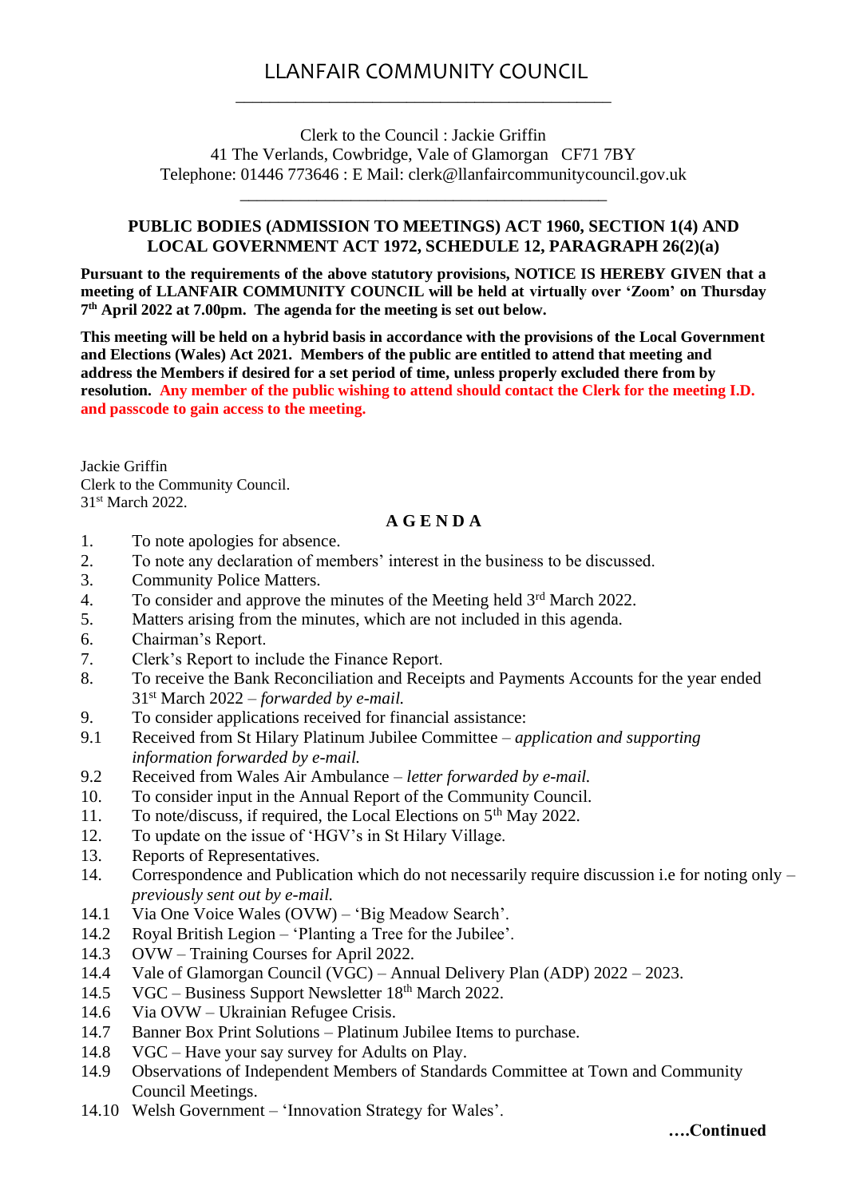# LLANFAIR COMMUNITY COUNCIL

Clerk to the Council : Jackie Griffin
41 The Verlands, Cowbridge, Vale of Glamorgan CF71 7BY
Telephone: 01446 773646 : E Mail: clerk@llanfaircommunitycouncil.gov.uk

**PUBLIC BODIES (ADMISSION TO MEETINGS) ACT 1960, SECTION 1(4) AND LOCAL GOVERNMENT ACT 1972, SCHEDULE 12, PARAGRAPH 26(2)(a)**

**Pursuant to the requirements of the above statutory provisions, NOTICE IS HEREBY GIVEN that a meeting of LLANFAIR COMMUNITY COUNCIL will be held at virtually over 'Zoom' on Thursday 7th April 2022 at 7.00pm. The agenda for the meeting is set out below.**

**This meeting will be held on a hybrid basis in accordance with the provisions of the Local Government and Elections (Wales) Act 2021. Members of the public are entitled to attend that meeting and address the Members if desired for a set period of time, unless properly excluded there from by resolution. Any member of the public wishing to attend should contact the Clerk for the meeting I.D. and passcode to gain access to the meeting.**

Jackie Griffin
Clerk to the Community Council.
31st March 2022.

## A G E N D A

1. To note apologies for absence.
2. To note any declaration of members' interest in the business to be discussed.
3. Community Police Matters.
4. To consider and approve the minutes of the Meeting held 3rd March 2022.
5. Matters arising from the minutes, which are not included in this agenda.
6. Chairman's Report.
7. Clerk's Report to include the Finance Report.
8. To receive the Bank Reconciliation and Receipts and Payments Accounts for the year ended 31st March 2022 – *forwarded by e-mail.*
9. To consider applications received for financial assistance:

   9.1 Received from St Hilary Platinum Jubilee Committee – *application and supporting information forwarded by e-mail.*

   9.2 Received from Wales Air Ambulance – *letter forwarded by e-mail.*
10. To consider input in the Annual Report of the Community Council.
11. To note/discuss, if required, the Local Elections on 5th May 2022.
12. To update on the issue of 'HGV's in St Hilary Village.
13. Reports of Representatives.
14. Correspondence and Publication which do not necessarily require discussion i.e for noting only – *previously sent out by e-mail.*

   14.1 Via One Voice Wales (OVW) – 'Big Meadow Search'.

   14.2 Royal British Legion – 'Planting a Tree for the Jubilee'.

   14.3 OVW – Training Courses for April 2022.

   14.4 Vale of Glamorgan Council (VGC) – Annual Delivery Plan (ADP) 2022 – 2023.

   14.5 VGC – Business Support Newsletter 18th March 2022.

   14.6 Via OVW – Ukrainian Refugee Crisis.

   14.7 Banner Box Print Solutions – Platinum Jubilee Items to purchase.

   14.8 VGC – Have your say survey for Adults on Play.

   14.9 Observations of Independent Members of Standards Committee at Town and Community Council Meetings.

   14.10 Welsh Government – 'Innovation Strategy for Wales'.

**….Continued**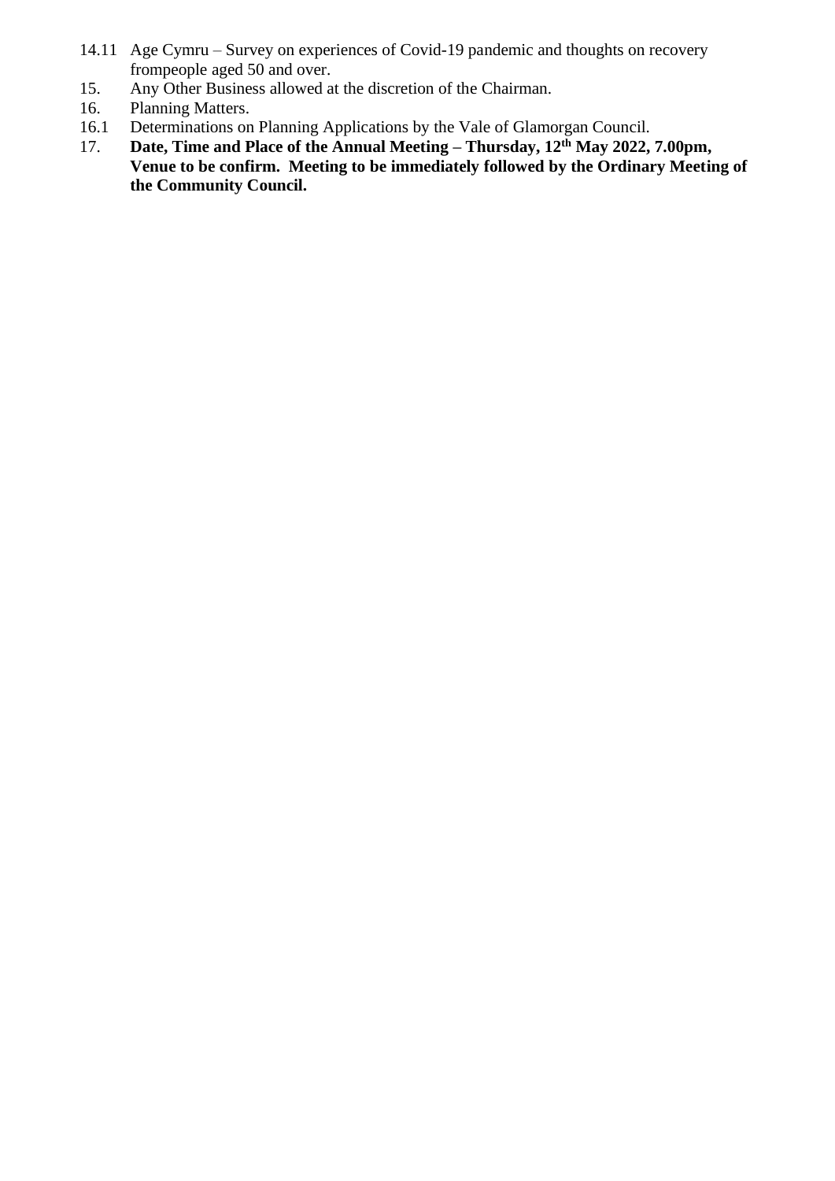14.11 Age Cymru – Survey on experiences of Covid-19 pandemic and thoughts on recovery frompeople aged 50 and over.

15. Any Other Business allowed at the discretion of the Chairman.

16. Planning Matters.

16.1 Determinations on Planning Applications by the Vale of Glamorgan Council.

17. **Date, Time and Place of the Annual Meeting – Thursday, 12th May 2022, 7.00pm, Venue to be confirm. Meeting to be immediately followed by the Ordinary Meeting of the Community Council.**